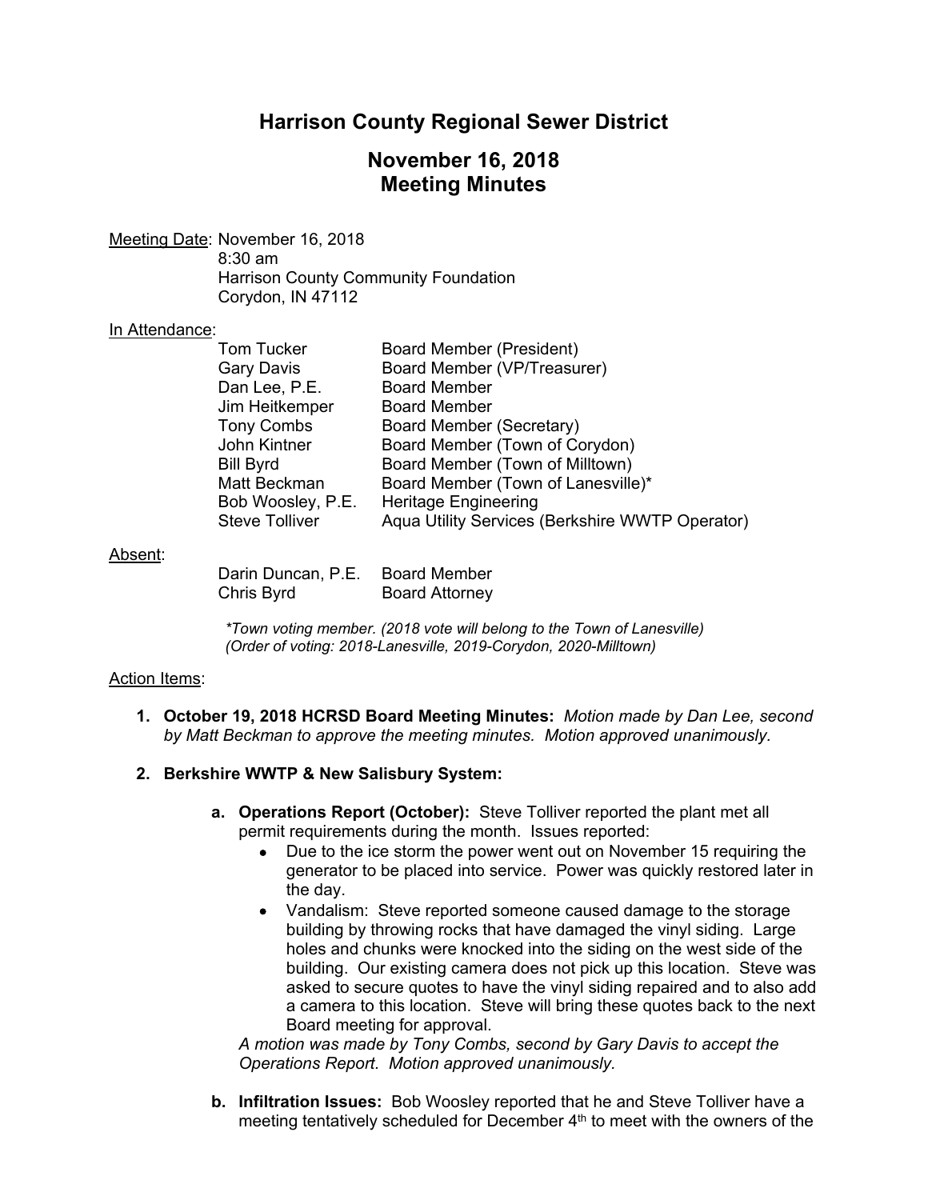# Harrison County Regional Sewer District

## November 16, 2018
## Meeting Minutes

Meeting Date: November 16, 2018
8:30 am
Harrison County Community Foundation
Corydon, IN 47112

In Attendance:

| | |
|---|---|
| Tom Tucker | Board Member (President) |
| Gary Davis | Board Member (VP/Treasurer) |
| Dan Lee, P.E. | Board Member |
| Jim Heitkemper | Board Member |
| Tony Combs | Board Member (Secretary) |
| John Kintner | Board Member (Town of Corydon) |
| Bill Byrd | Board Member (Town of Milltown) |
| Matt Beckman | Board Member (Town of Lanesville)* |
| Bob Woosley, P.E. | Heritage Engineering |
| Steve Tolliver | Aqua Utility Services (Berkshire WWTP Operator) |

Absent:

| | |
|---|---|
| Darin Duncan, P.E. | Board Member |
| Chris Byrd | Board Attorney |

*\*Town voting member. (2018 vote will belong to the Town of Lanesville)*
*(Order of voting: 2018-Lanesville, 2019-Corydon, 2020-Milltown)*

Action Items:

1. **October 19, 2018 HCRSD Board Meeting Minutes:** *Motion made by Dan Lee, second by Matt Beckman to approve the meeting minutes. Motion approved unanimously.*

2. **Berkshire WWTP & New Salisbury System:**

   a. **Operations Report (October):** Steve Tolliver reported the plant met all permit requirements during the month. Issues reported:
      - Due to the ice storm the power went out on November 15 requiring the generator to be placed into service. Power was quickly restored later in the day.
      - Vandalism: Steve reported someone caused damage to the storage building by throwing rocks that have damaged the vinyl siding. Large holes and chunks were knocked into the siding on the west side of the building. Our existing camera does not pick up this location. Steve was asked to secure quotes to have the vinyl siding repaired and to also add a camera to this location. Steve will bring these quotes back to the next Board meeting for approval.

      *A motion was made by Tony Combs, second by Gary Davis to accept the Operations Report. Motion approved unanimously.*

   b. **Infiltration Issues:** Bob Woosley reported that he and Steve Tolliver have a meeting tentatively scheduled for December 4th to meet with the owners of the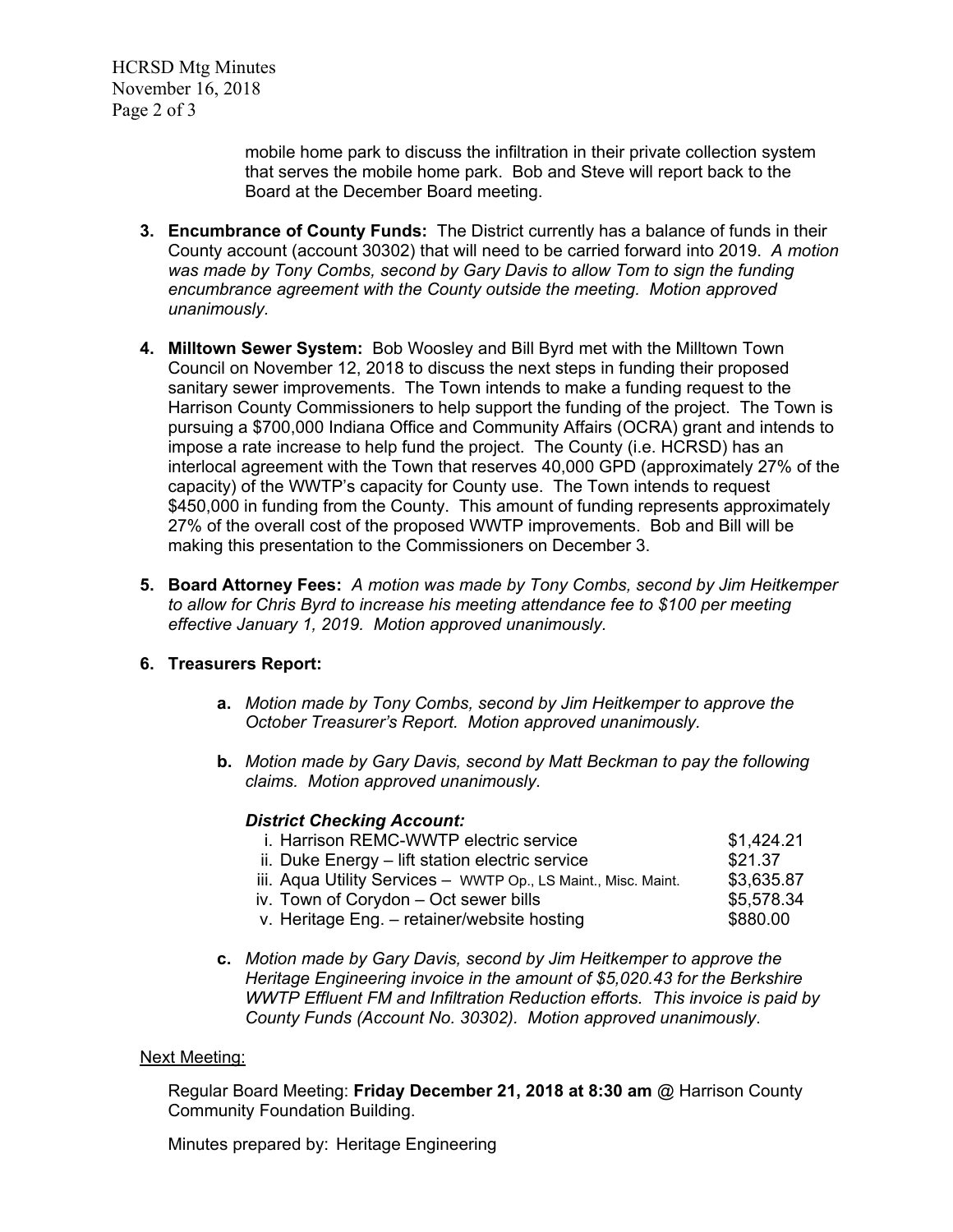mobile home park to discuss the infiltration in their private collection system that serves the mobile home park. Bob and Steve will report back to the Board at the December Board meeting.

3. **Encumbrance of County Funds:** The District currently has a balance of funds in their County account (account 30302) that will need to be carried forward into 2019. *A motion was made by Tony Combs, second by Gary Davis to allow Tom to sign the funding encumbrance agreement with the County outside the meeting. Motion approved unanimously.*

4. **Milltown Sewer System:** Bob Woosley and Bill Byrd met with the Milltown Town Council on November 12, 2018 to discuss the next steps in funding their proposed sanitary sewer improvements. The Town intends to make a funding request to the Harrison County Commissioners to help support the funding of the project. The Town is pursuing a $700,000 Indiana Office and Community Affairs (OCRA) grant and intends to impose a rate increase to help fund the project. The County (i.e. HCRSD) has an interlocal agreement with the Town that reserves 40,000 GPD (approximately 27% of the capacity) of the WWTP's capacity for County use. The Town intends to request $450,000 in funding from the County. This amount of funding represents approximately 27% of the overall cost of the proposed WWTP improvements. Bob and Bill will be making this presentation to the Commissioners on December 3.

5. **Board Attorney Fees:** *A motion was made by Tony Combs, second by Jim Heitkemper to allow for Chris Byrd to increase his meeting attendance fee to $100 per meeting effective January 1, 2019. Motion approved unanimously.*

6. **Treasurers Report:**

   a. *Motion made by Tony Combs, second by Jim Heitkemper to approve the October Treasurer's Report. Motion approved unanimously.*

   b. *Motion made by Gary Davis, second by Matt Beckman to pay the following claims. Motion approved unanimously.*

   ***District Checking Account:***

   | | |
   |---|---|
   | i. Harrison REMC-WWTP electric service | $1,424.21 |
   | ii. Duke Energy – lift station electric service | $21.37 |
   | iii. Aqua Utility Services – WWTP Op., LS Maint., Misc. Maint. | $3,635.87 |
   | iv. Town of Corydon – Oct sewer bills | $5,578.34 |
   | v. Heritage Eng. – retainer/website hosting | $880.00 |

   c. *Motion made by Gary Davis, second by Jim Heitkemper to approve the Heritage Engineering invoice in the amount of $5,020.43 for the Berkshire WWTP Effluent FM and Infiltration Reduction efforts. This invoice is paid by County Funds (Account No. 30302). Motion approved unanimously.*

Next Meeting:

Regular Board Meeting: **Friday December 21, 2018 at 8:30 am** @ Harrison County Community Foundation Building.

Minutes prepared by: Heritage Engineering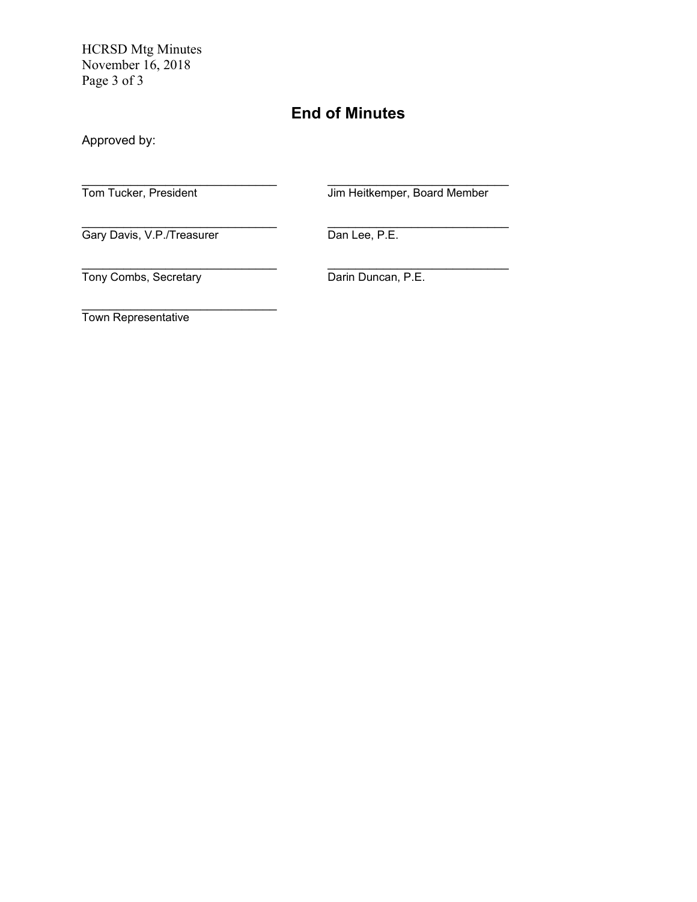## End of Minutes

Approved by:

| | |
|---|---|
| \_\_\_\_\_\_\_\_\_\_\_\_\_\_\_\_\_\_\_\_\_\_\_\_\_\_\_\_ | \_\_\_\_\_\_\_\_\_\_\_\_\_\_\_\_\_\_\_\_\_\_\_\_\_\_\_\_ |
| Tom Tucker, President | Jim Heitkemper, Board Member |
| \_\_\_\_\_\_\_\_\_\_\_\_\_\_\_\_\_\_\_\_\_\_\_\_\_\_\_\_ | \_\_\_\_\_\_\_\_\_\_\_\_\_\_\_\_\_\_\_\_\_\_\_\_\_\_\_\_ |
| Gary Davis, V.P./Treasurer | Dan Lee, P.E. |
| \_\_\_\_\_\_\_\_\_\_\_\_\_\_\_\_\_\_\_\_\_\_\_\_\_\_\_\_ | \_\_\_\_\_\_\_\_\_\_\_\_\_\_\_\_\_\_\_\_\_\_\_\_\_\_\_\_ |
| Tony Combs, Secretary | Darin Duncan, P.E. |
| \_\_\_\_\_\_\_\_\_\_\_\_\_\_\_\_\_\_\_\_\_\_\_\_\_\_\_\_ | |
| Town Representative | |